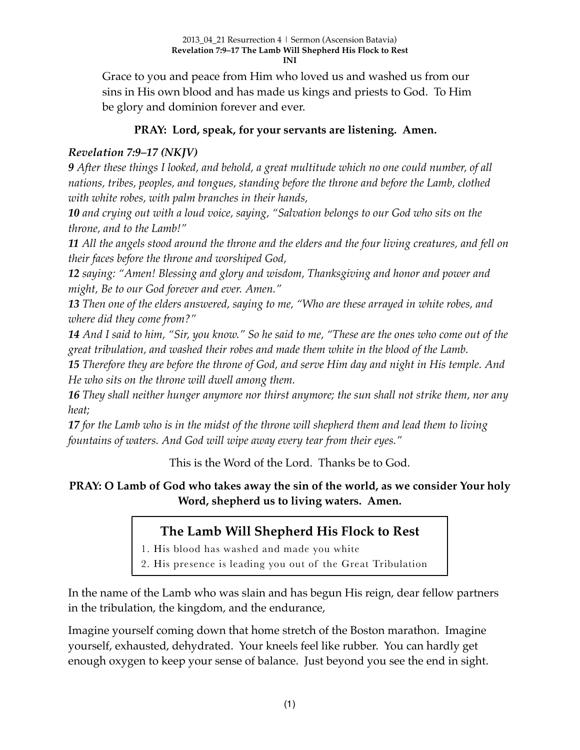2013_04_21 Resurrection 4 | Sermon (Ascension Batavia)
**Revelation 7:9–17 The Lamb Will Shepherd His Flock to Rest**
**INI**

Grace to you and peace from Him who loved us and washed us from our sins in His own blood and has made us kings and priests to God. To Him be glory and dominion forever and ever.

**PRAY: Lord, speak, for your servants are listening. Amen.**

***Revelation 7:9–17 (NKJV)***

***9*** *After these things I looked, and behold, a great multitude which no one could number, of all nations, tribes, peoples, and tongues, standing before the throne and before the Lamb, clothed with white robes, with palm branches in their hands,*

***10*** *and crying out with a loud voice, saying, "Salvation belongs to our God who sits on the throne, and to the Lamb!"*

***11*** *All the angels stood around the throne and the elders and the four living creatures, and fell on their faces before the throne and worshiped God,*

***12*** *saying: "Amen! Blessing and glory and wisdom, Thanksgiving and honor and power and might, Be to our God forever and ever. Amen."*

***13*** *Then one of the elders answered, saying to me, "Who are these arrayed in white robes, and where did they come from?"*

***14*** *And I said to him, "Sir, you know." So he said to me, "These are the ones who come out of the great tribulation, and washed their robes and made them white in the blood of the Lamb.*

***15*** *Therefore they are before the throne of God, and serve Him day and night in His temple. And He who sits on the throne will dwell among them.*

***16*** *They shall neither hunger anymore nor thirst anymore; the sun shall not strike them, nor any heat;*

***17*** *for the Lamb who is in the midst of the throne will shepherd them and lead them to living fountains of waters. And God will wipe away every tear from their eyes."*

This is the Word of the Lord. Thanks be to God.

**PRAY: O Lamb of God who takes away the sin of the world, as we consider Your holy Word, shepherd us to living waters. Amen.**

## The Lamb Will Shepherd His Flock to Rest

1. His blood has washed and made you white
2. His presence is leading you out of the Great Tribulation

In the name of the Lamb who was slain and has begun His reign, dear fellow partners in the tribulation, the kingdom, and the endurance,

Imagine yourself coming down that home stretch of the Boston marathon. Imagine yourself, exhausted, dehydrated. Your kneels feel like rubber. You can hardly get enough oxygen to keep your sense of balance. Just beyond you see the end in sight.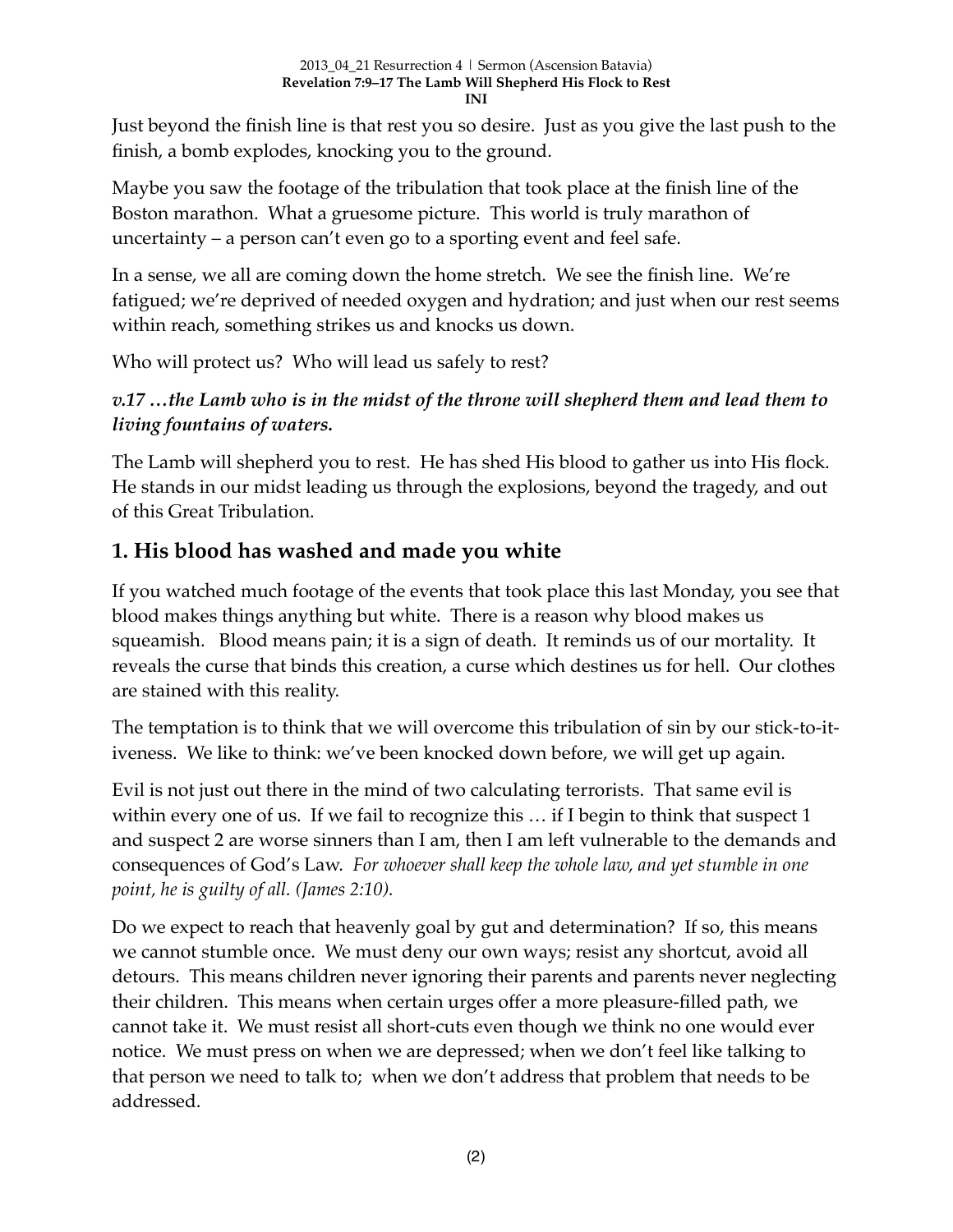Just beyond the finish line is that rest you so desire. Just as you give the last push to the finish, a bomb explodes, knocking you to the ground.

Maybe you saw the footage of the tribulation that took place at the finish line of the Boston marathon. What a gruesome picture. This world is truly marathon of uncertainty – a person can't even go to a sporting event and feel safe.

In a sense, we all are coming down the home stretch. We see the finish line. We're fatigued; we're deprived of needed oxygen and hydration; and just when our rest seems within reach, something strikes us and knocks us down.

Who will protect us? Who will lead us safely to rest?

***v.17 …the Lamb who is in the midst of the throne will shepherd them and lead them to living fountains of waters.***

The Lamb will shepherd you to rest. He has shed His blood to gather us into His flock. He stands in our midst leading us through the explosions, beyond the tragedy, and out of this Great Tribulation.

## 1. His blood has washed and made you white

If you watched much footage of the events that took place this last Monday, you see that blood makes things anything but white. There is a reason why blood makes us squeamish. Blood means pain; it is a sign of death. It reminds us of our mortality. It reveals the curse that binds this creation, a curse which destines us for hell. Our clothes are stained with this reality.

The temptation is to think that we will overcome this tribulation of sin by our stick-to-it-iveness. We like to think: we've been knocked down before, we will get up again.

Evil is not just out there in the mind of two calculating terrorists. That same evil is within every one of us. If we fail to recognize this … if I begin to think that suspect 1 and suspect 2 are worse sinners than I am, then I am left vulnerable to the demands and consequences of God's Law. *For whoever shall keep the whole law, and yet stumble in one point, he is guilty of all. (James 2:10).*

Do we expect to reach that heavenly goal by gut and determination? If so, this means we cannot stumble once. We must deny our own ways; resist any shortcut, avoid all detours. This means children never ignoring their parents and parents never neglecting their children. This means when certain urges offer a more pleasure-filled path, we cannot take it. We must resist all short-cuts even though we think no one would ever notice. We must press on when we are depressed; when we don't feel like talking to that person we need to talk to; when we don't address that problem that needs to be addressed.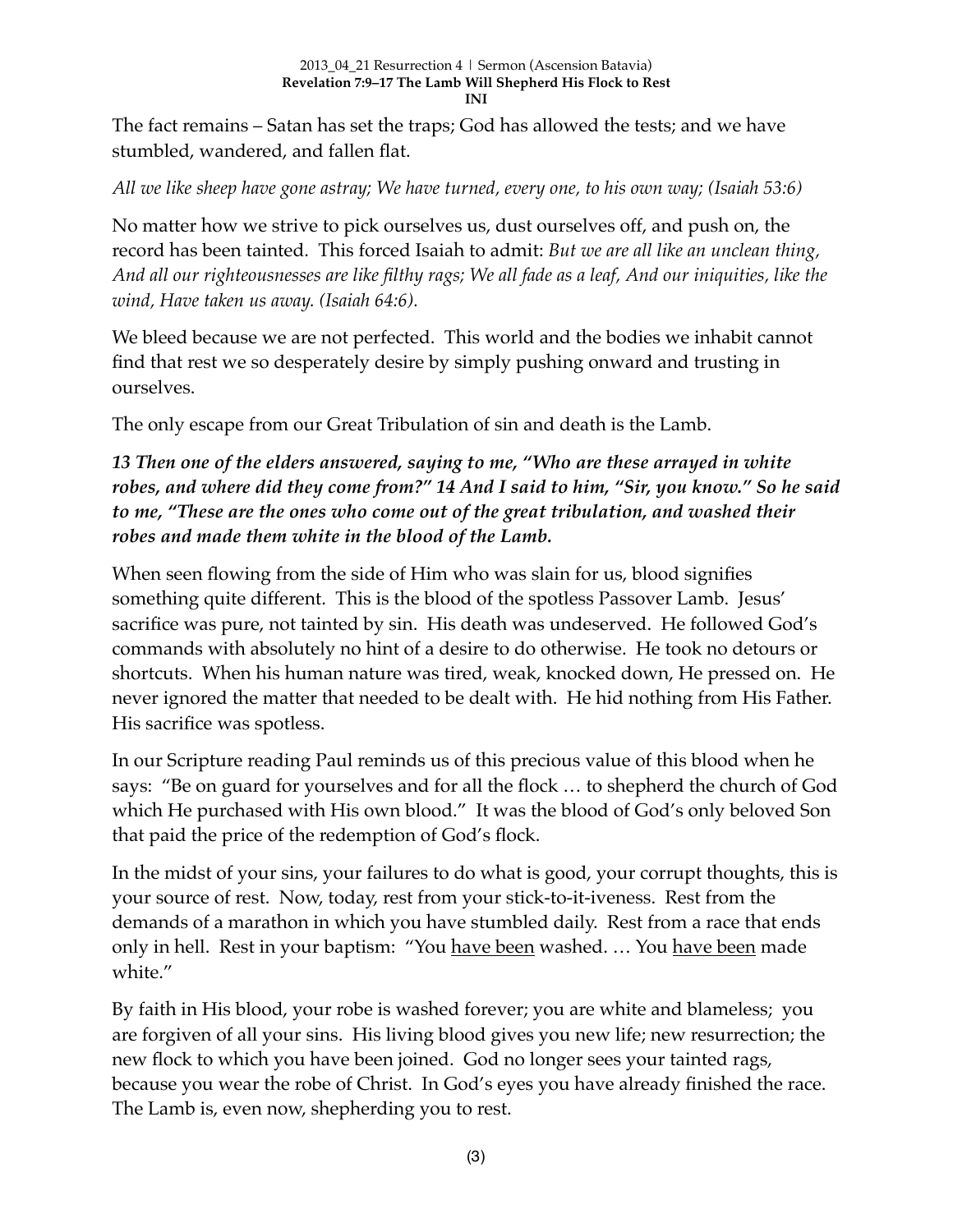The fact remains – Satan has set the traps; God has allowed the tests; and we have stumbled, wandered, and fallen flat.

*All we like sheep have gone astray; We have turned, every one, to his own way; (Isaiah 53:6)*

No matter how we strive to pick ourselves us, dust ourselves off, and push on, the record has been tainted. This forced Isaiah to admit: *But we are all like an unclean thing, And all our righteousnesses are like filthy rags; We all fade as a leaf, And our iniquities, like the wind, Have taken us away. (Isaiah 64:6).*

We bleed because we are not perfected. This world and the bodies we inhabit cannot find that rest we so desperately desire by simply pushing onward and trusting in ourselves.

The only escape from our Great Tribulation of sin and death is the Lamb.

***13 Then one of the elders answered, saying to me, "Who are these arrayed in white robes, and where did they come from?" 14 And I said to him, "Sir, you know." So he said to me, "These are the ones who come out of the great tribulation, and washed their robes and made them white in the blood of the Lamb.***

When seen flowing from the side of Him who was slain for us, blood signifies something quite different. This is the blood of the spotless Passover Lamb. Jesus' sacrifice was pure, not tainted by sin. His death was undeserved. He followed God's commands with absolutely no hint of a desire to do otherwise. He took no detours or shortcuts. When his human nature was tired, weak, knocked down, He pressed on. He never ignored the matter that needed to be dealt with. He hid nothing from His Father. His sacrifice was spotless.

In our Scripture reading Paul reminds us of this precious value of this blood when he says: "Be on guard for yourselves and for all the flock … to shepherd the church of God which He purchased with His own blood." It was the blood of God's only beloved Son that paid the price of the redemption of God's flock.

In the midst of your sins, your failures to do what is good, your corrupt thoughts, this is your source of rest. Now, today, rest from your stick-to-it-iveness. Rest from the demands of a marathon in which you have stumbled daily. Rest from a race that ends only in hell. Rest in your baptism: "You <u>have been</u> washed. … You <u>have been</u> made white."

By faith in His blood, your robe is washed forever; you are white and blameless; you are forgiven of all your sins. His living blood gives you new life; new resurrection; the new flock to which you have been joined. God no longer sees your tainted rags, because you wear the robe of Christ. In God's eyes you have already finished the race. The Lamb is, even now, shepherding you to rest.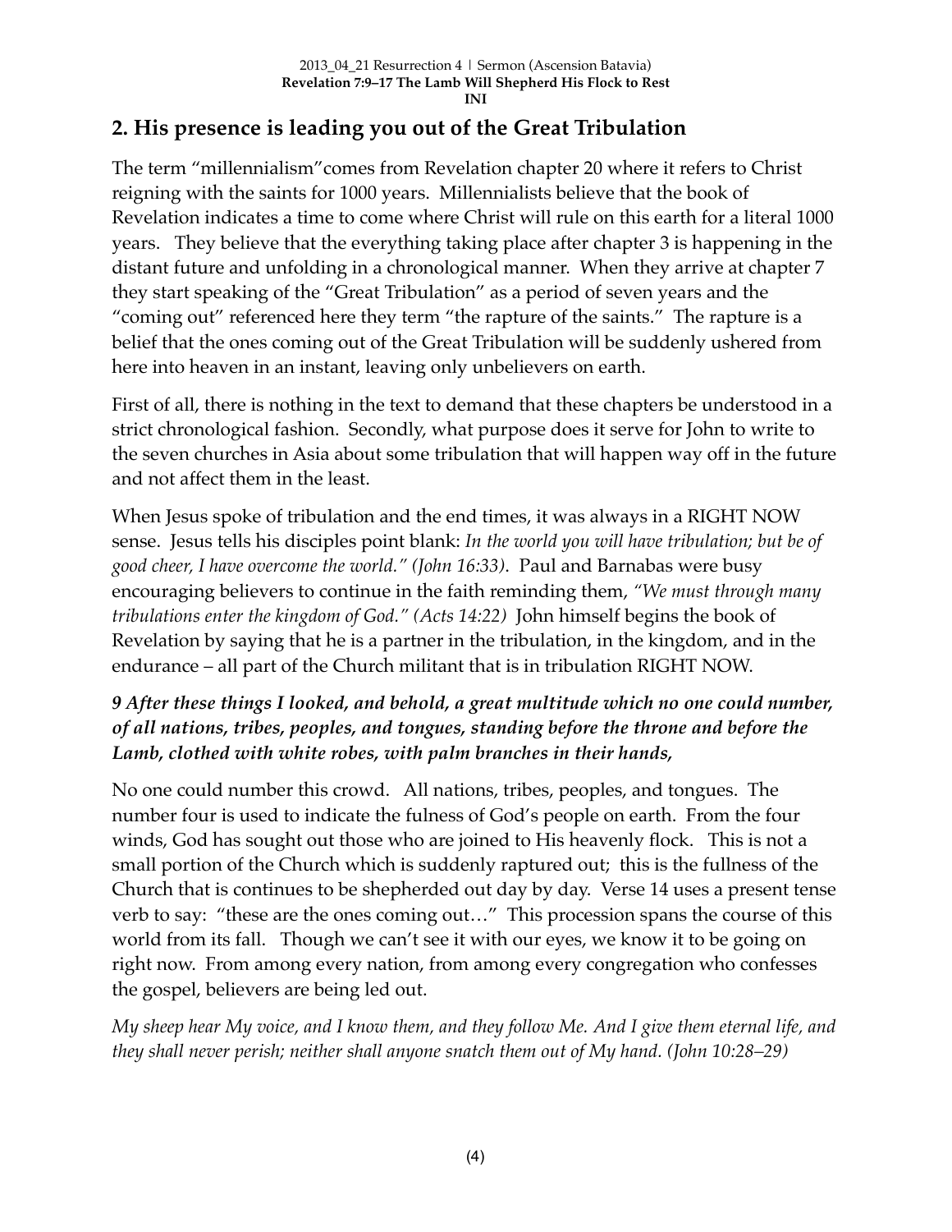## 2. His presence is leading you out of the Great Tribulation

The term "millennialism"comes from Revelation chapter 20 where it refers to Christ reigning with the saints for 1000 years. Millennialists believe that the book of Revelation indicates a time to come where Christ will rule on this earth for a literal 1000 years. They believe that the everything taking place after chapter 3 is happening in the distant future and unfolding in a chronological manner. When they arrive at chapter 7 they start speaking of the "Great Tribulation" as a period of seven years and the "coming out" referenced here they term "the rapture of the saints." The rapture is a belief that the ones coming out of the Great Tribulation will be suddenly ushered from here into heaven in an instant, leaving only unbelievers on earth.

First of all, there is nothing in the text to demand that these chapters be understood in a strict chronological fashion. Secondly, what purpose does it serve for John to write to the seven churches in Asia about some tribulation that will happen way off in the future and not affect them in the least.

When Jesus spoke of tribulation and the end times, it was always in a RIGHT NOW sense. Jesus tells his disciples point blank: *In the world you will have tribulation; but be of good cheer, I have overcome the world." (John 16:33)*. Paul and Barnabas were busy encouraging believers to continue in the faith reminding them, *"We must through many tribulations enter the kingdom of God." (Acts 14:22)* John himself begins the book of Revelation by saying that he is a partner in the tribulation, in the kingdom, and in the endurance – all part of the Church militant that is in tribulation RIGHT NOW.

***9 After these things I looked, and behold, a great multitude which no one could number, of all nations, tribes, peoples, and tongues, standing before the throne and before the Lamb, clothed with white robes, with palm branches in their hands,***

No one could number this crowd. All nations, tribes, peoples, and tongues. The number four is used to indicate the fulness of God's people on earth. From the four winds, God has sought out those who are joined to His heavenly flock. This is not a small portion of the Church which is suddenly raptured out; this is the fullness of the Church that is continues to be shepherded out day by day. Verse 14 uses a present tense verb to say: "these are the ones coming out…" This procession spans the course of this world from its fall. Though we can't see it with our eyes, we know it to be going on right now. From among every nation, from among every congregation who confesses the gospel, believers are being led out.

*My sheep hear My voice, and I know them, and they follow Me. And I give them eternal life, and they shall never perish; neither shall anyone snatch them out of My hand. (John 10:28–29)*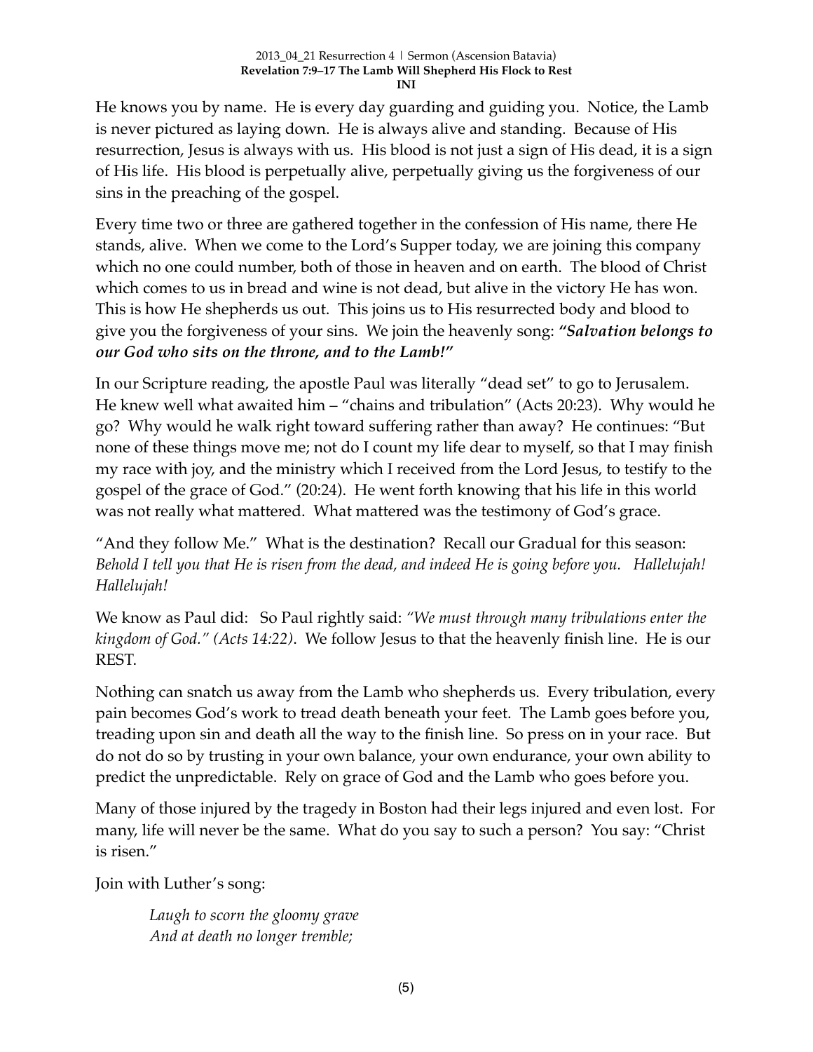He knows you by name. He is every day guarding and guiding you. Notice, the Lamb is never pictured as laying down. He is always alive and standing. Because of His resurrection, Jesus is always with us. His blood is not just a sign of His dead, it is a sign of His life. His blood is perpetually alive, perpetually giving us the forgiveness of our sins in the preaching of the gospel.

Every time two or three are gathered together in the confession of His name, there He stands, alive. When we come to the Lord's Supper today, we are joining this company which no one could number, both of those in heaven and on earth. The blood of Christ which comes to us in bread and wine is not dead, but alive in the victory He has won. This is how He shepherds us out. This joins us to His resurrected body and blood to give you the forgiveness of your sins. We join the heavenly song: ***"Salvation belongs to our God who sits on the throne, and to the Lamb!"***

In our Scripture reading, the apostle Paul was literally "dead set" to go to Jerusalem. He knew well what awaited him – "chains and tribulation" (Acts 20:23). Why would he go? Why would he walk right toward suffering rather than away? He continues: "But none of these things move me; not do I count my life dear to myself, so that I may finish my race with joy, and the ministry which I received from the Lord Jesus, to testify to the gospel of the grace of God." (20:24). He went forth knowing that his life in this world was not really what mattered. What mattered was the testimony of God's grace.

"And they follow Me." What is the destination? Recall our Gradual for this season: *Behold I tell you that He is risen from the dead, and indeed He is going before you. Hallelujah! Hallelujah!*

We know as Paul did: So Paul rightly said: *"We must through many tribulations enter the kingdom of God." (Acts 14:22)*. We follow Jesus to that the heavenly finish line. He is our REST.

Nothing can snatch us away from the Lamb who shepherds us. Every tribulation, every pain becomes God's work to tread death beneath your feet. The Lamb goes before you, treading upon sin and death all the way to the finish line. So press on in your race. But do not do so by trusting in your own balance, your own endurance, your own ability to predict the unpredictable. Rely on grace of God and the Lamb who goes before you.

Many of those injured by the tragedy in Boston had their legs injured and even lost. For many, life will never be the same. What do you say to such a person? You say: "Christ is risen."

Join with Luther's song:

> *Laugh to scorn the gloomy grave*
> *And at death no longer tremble;*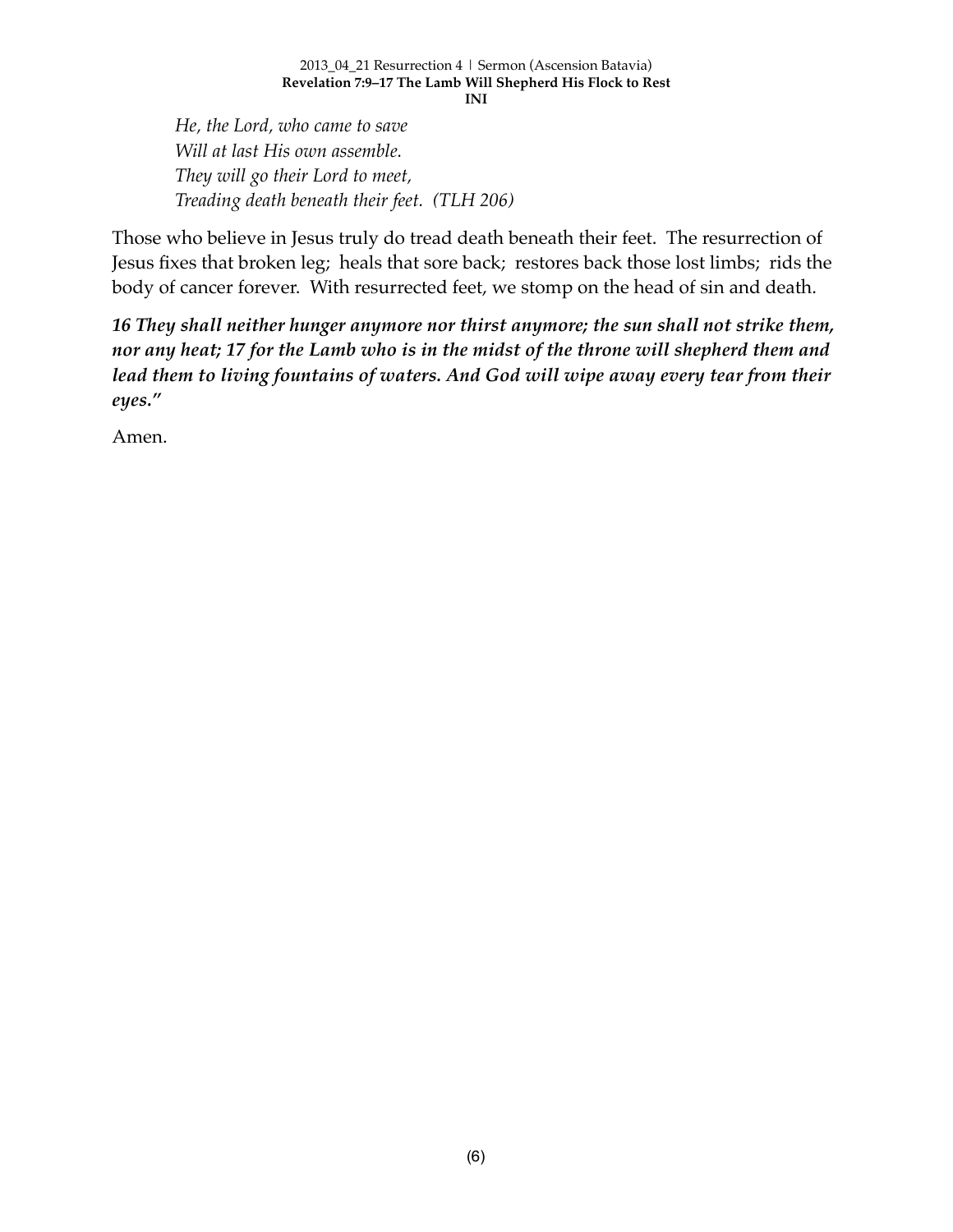*He, the Lord, who came to save*
*Will at last His own assemble.*
*They will go their Lord to meet,*
*Treading death beneath their feet. (TLH 206)*

Those who believe in Jesus truly do tread death beneath their feet. The resurrection of Jesus fixes that broken leg; heals that sore back; restores back those lost limbs; rids the body of cancer forever. With resurrected feet, we stomp on the head of sin and death.

***16 They shall neither hunger anymore nor thirst anymore; the sun shall not strike them, nor any heat; 17 for the Lamb who is in the midst of the throne will shepherd them and lead them to living fountains of waters. And God will wipe away every tear from their eyes."***

Amen.